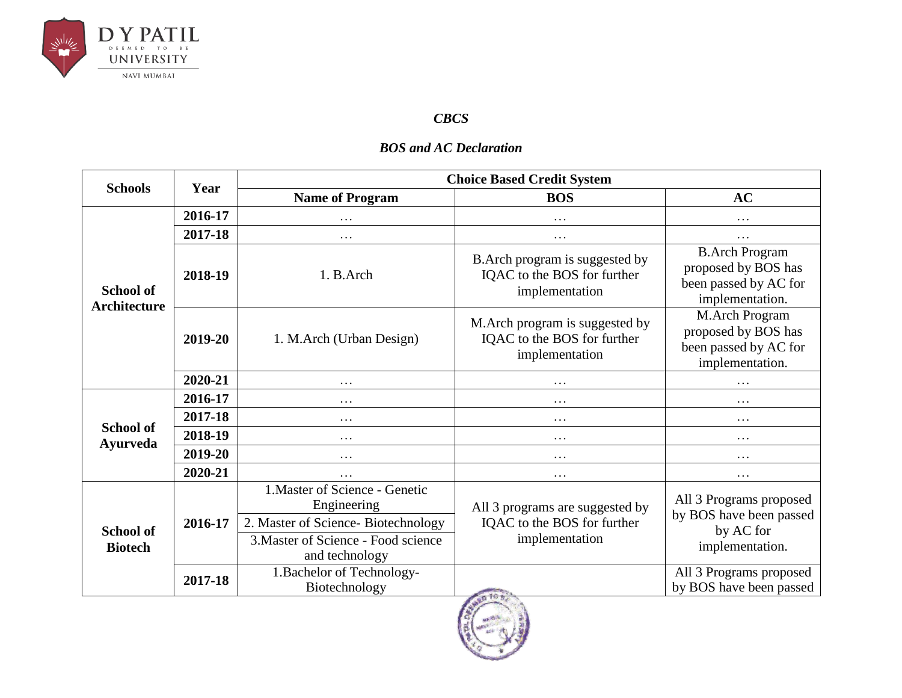*CBCS*

*BOS and AC Declaration*

| Schools | Year | Choice Based Credit System | | |
|---|---|---|---|---|
| | | **Name of Program** | **BOS** | **AC** |
| **School of Architecture** | **2016-17** | … | … | … |
| | **2017-18** | … | … | … |
| | **2018-19** | 1. B.Arch | B.Arch program is suggested by IQAC to the BOS for further implementation | B.Arch Program proposed by BOS has been passed by AC for implementation. |
| | **2019-20** | 1. M.Arch (Urban Design) | M.Arch program is suggested by IQAC to the BOS for further implementation | M.Arch Program proposed by BOS has been passed by AC for implementation. |
| | **2020-21** | … | … | … |
| **School of Ayurveda** | **2016-17** | … | … | … |
| | **2017-18** | … | … | … |
| | **2018-19** | … | … | … |
| | **2019-20** | … | … | … |
| | **2020-21** | … | … | … |
| **School of Biotech** | **2016-17** | 1.Master of Science - Genetic Engineering<br>2. Master of Science- Biotechnology<br>3.Master of Science - Food science and technology | All 3 programs are suggested by IQAC to the BOS for further implementation | All 3 Programs proposed by BOS have been passed by AC for implementation. |
| | **2017-18** | 1.Bachelor of Technology-Biotechnology | | All 3 Programs proposed by BOS have been passed |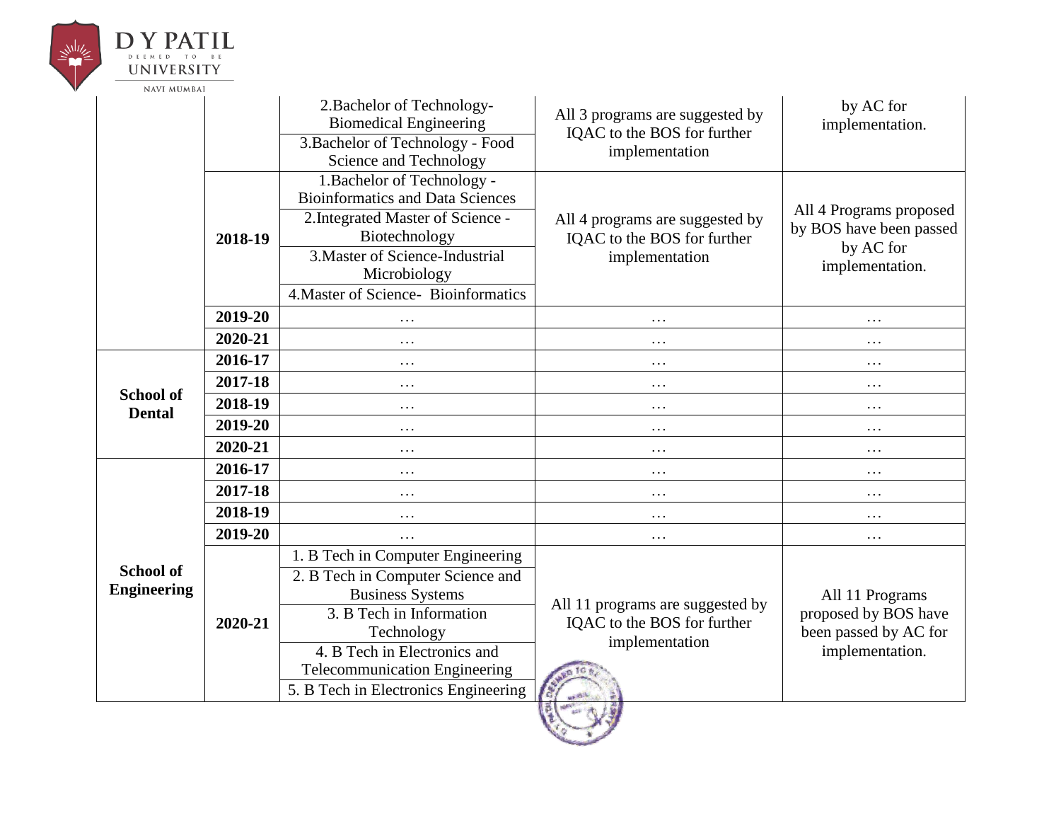| | | 2.Bachelor of Technology- Biomedical Engineering | All 3 programs are suggested by IQAC to the BOS for further implementation | by AC for implementation. |
|---|---|---|---|---|
| | | 3.Bachelor of Technology - Food Science and Technology | | |
| | 2018-19 | 1.Bachelor of Technology - Bioinformatics and Data Sciences | All 4 programs are suggested by IQAC to the BOS for further implementation | All 4 Programs proposed by BOS have been passed by AC for implementation. |
| | | 2.Integrated Master of Science - Biotechnology | | |
| | | 3.Master of Science-Industrial Microbiology | | |
| | | 4.Master of Science- Bioinformatics | | |
| | 2019-20 | … | … | … |
| | 2020-21 | … | … | … |
| **School of Dental** | 2016-17 | … | … | … |
| | 2017-18 | … | … | … |
| | 2018-19 | … | … | … |
| | 2019-20 | … | … | … |
| | 2020-21 | … | … | … |
| **School of Engineering** | 2016-17 | … | … | … |
| | 2017-18 | … | … | … |
| | 2018-19 | … | … | … |
| | 2019-20 | … | … | … |
| | 2020-21 | 1. B Tech in Computer Engineering | All 11 programs are suggested by IQAC to the BOS for further implementation | All 11 Programs proposed by BOS have been passed by AC for implementation. |
| | | 2. B Tech in Computer Science and Business Systems | | |
| | | 3. B Tech in Information Technology | | |
| | | 4. B Tech in Electronics and Telecommunication Engineering | | |
| | | 5. B Tech in Electronics Engineering | | |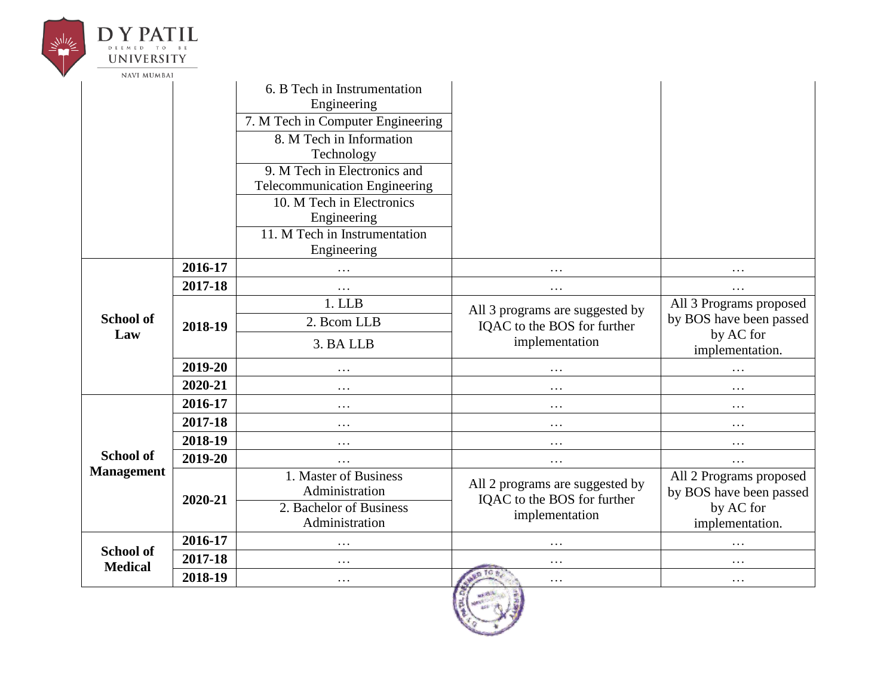| | | | | |
|---|---|---|---|---|
| | | 6. B Tech in Instrumentation Engineering | | |
| | | 7. M Tech in Computer Engineering | | |
| | | 8. M Tech in Information Technology | | |
| | | 9. M Tech in Electronics and Telecommunication Engineering | | |
| | | 10. M Tech in Electronics Engineering | | |
| | | 11. M Tech in Instrumentation Engineering | | |
| **School of Law** | **2016-17** | … | … | … |
| | **2017-18** | … | … | … |
| | **2018-19** | 1. LLB | All 3 programs are suggested by IQAC to the BOS for further implementation | All 3 Programs proposed by BOS have been passed by AC for implementation. |
| | | 2. Bcom LLB | | |
| | | 3. BA LLB | | |
| | **2019-20** | … | … | … |
| | **2020-21** | … | … | … |
| **School of Management** | **2016-17** | … | … | … |
| | **2017-18** | … | … | … |
| | **2018-19** | … | … | … |
| | **2019-20** | … | … | … |
| | **2020-21** | 1. Master of Business Administration | All 2 programs are suggested by IQAC to the BOS for further implementation | All 2 Programs proposed by BOS have been passed by AC for implementation. |
| | | 2. Bachelor of Business Administration | | |
| **School of Medical** | **2016-17** | … | … | … |
| | **2017-18** | … | … | … |
| | **2018-19** | … | … | … |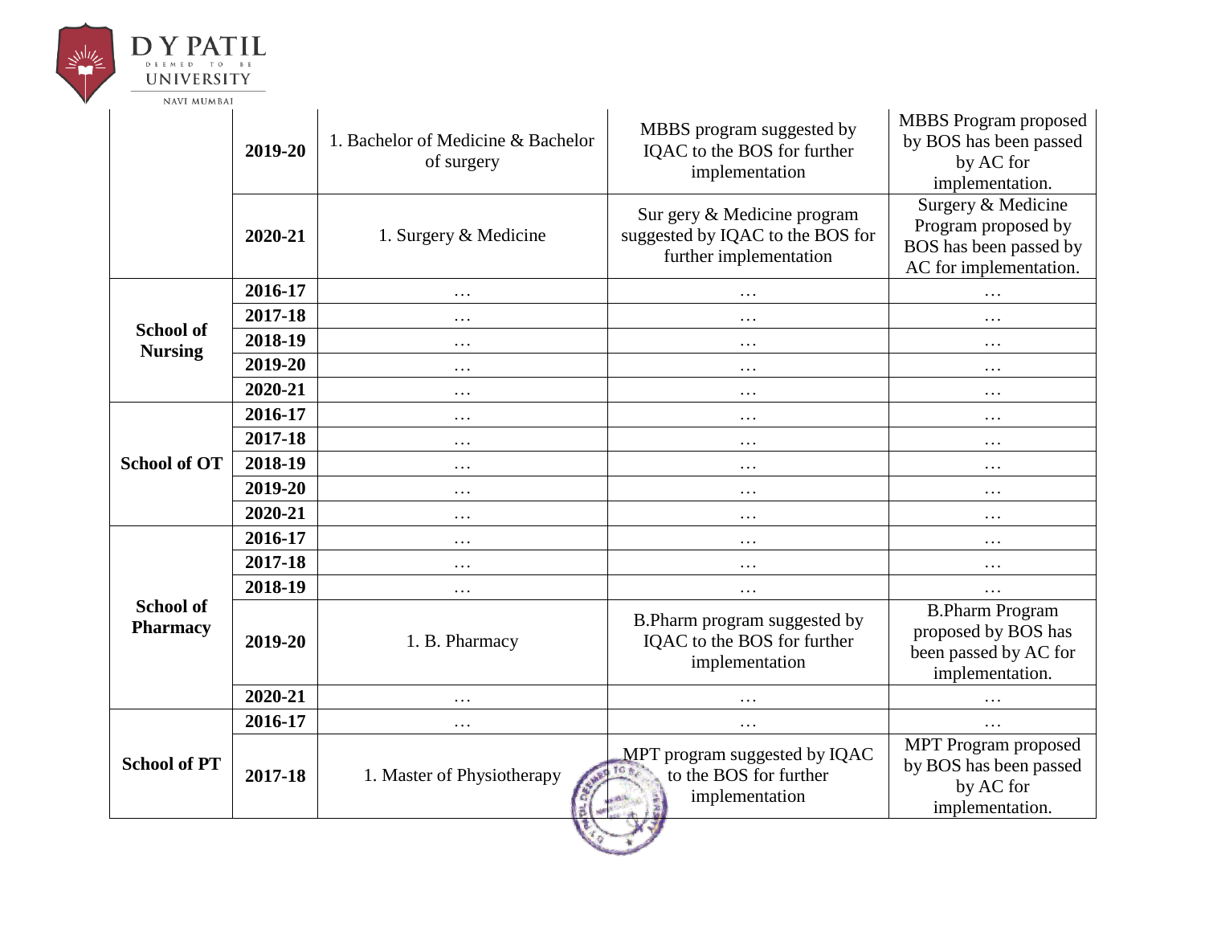| | | | | |
|---|---|---|---|---|
| | **2019-20** | 1. Bachelor of Medicine & Bachelor of surgery | MBBS program suggested by IQAC to the BOS for further implementation | MBBS Program proposed by BOS has been passed by AC for implementation. |
| | **2020-21** | 1. Surgery & Medicine | Sur gery & Medicine program suggested by IQAC to the BOS for further implementation | Surgery & Medicine Program proposed by BOS has been passed by AC for implementation. |
| **School of Nursing** | **2016-17** | … | … | … |
| | **2017-18** | … | … | … |
| | **2018-19** | … | … | … |
| | **2019-20** | … | … | … |
| | **2020-21** | … | … | … |
| **School of OT** | **2016-17** | … | … | … |
| | **2017-18** | … | … | … |
| | **2018-19** | … | … | … |
| | **2019-20** | … | … | … |
| | **2020-21** | … | … | … |
| **School of Pharmacy** | **2016-17** | … | … | … |
| | **2017-18** | … | … | … |
| | **2018-19** | … | … | … |
| | **2019-20** | 1. B. Pharmacy | B.Pharm program suggested by IQAC to the BOS for further implementation | B.Pharm Program proposed by BOS has been passed by AC for implementation. |
| | **2020-21** | … | … | … |
| **School of PT** | **2016-17** | … | … | … |
| | **2017-18** | 1. Master of Physiotherapy | MPT program suggested by IQAC to the BOS for further implementation | MPT Program proposed by BOS has been passed by AC for implementation. |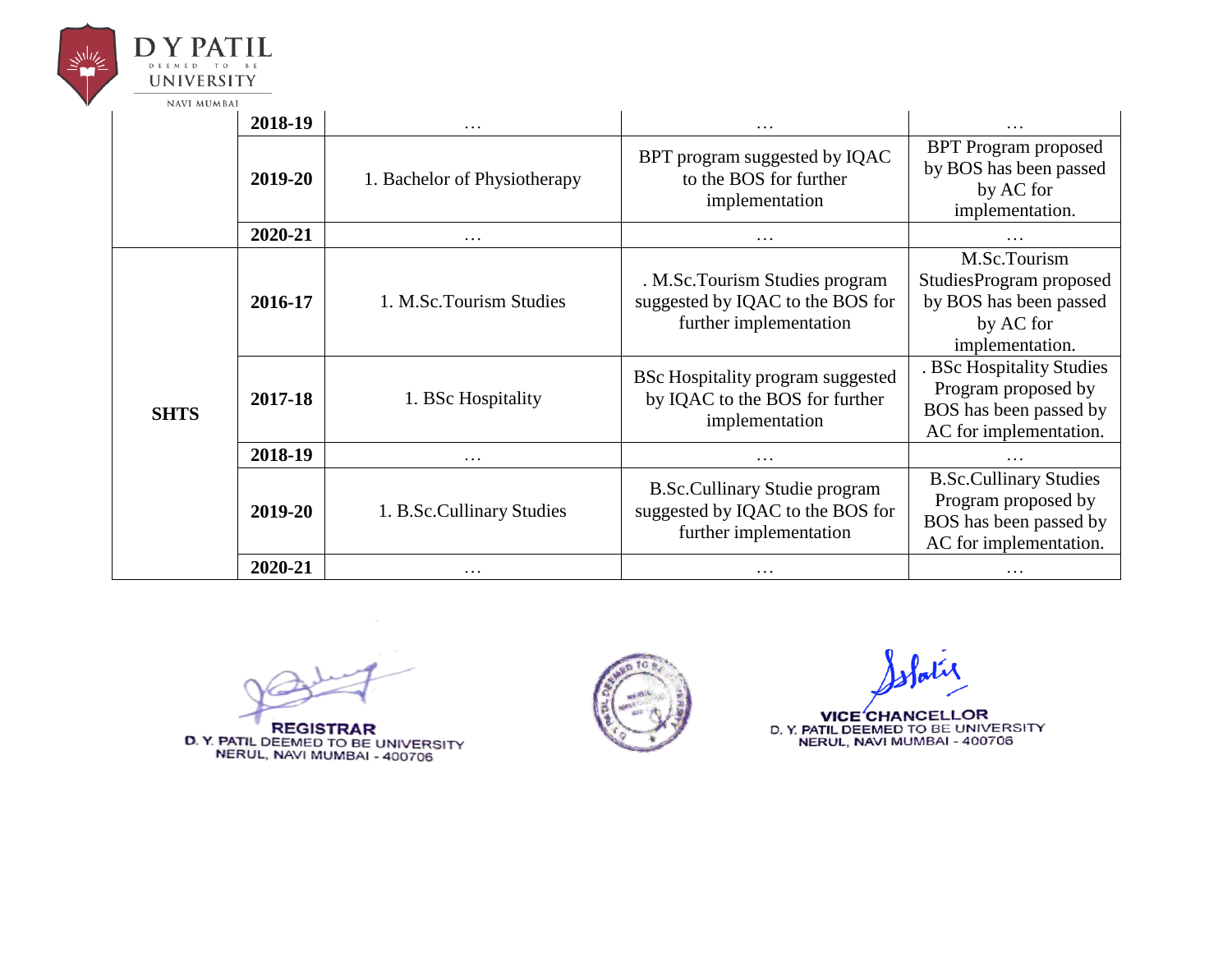| | | | | |
|---|---|---|---|---|
| | **2018-19** | … | … | … |
| | **2019-20** | 1. Bachelor of Physiotherapy | BPT program suggested by IQAC to the BOS for further implementation | BPT Program proposed by BOS has been passed by AC for implementation. |
| | **2020-21** | … | … | … |
| **SHTS** | **2016-17** | 1. M.Sc.Tourism Studies | . M.Sc.Tourism Studies program suggested by IQAC to the BOS for further implementation | M.Sc.Tourism StudiesProgram proposed by BOS has been passed by AC for implementation. |
| | **2017-18** | 1. BSc Hospitality | BSc Hospitality program suggested by IQAC to the BOS for further implementation | . BSc Hospitality Studies Program proposed by BOS has been passed by AC for implementation. |
| | **2018-19** | … | … | … |
| | **2019-20** | 1. B.Sc.Cullinary Studies | B.Sc.Cullinary Studie program suggested by IQAC to the BOS for further implementation | B.Sc.Cullinary Studies Program proposed by BOS has been passed by AC for implementation. |
| | **2020-21** | … | … | … |

**REGISTRAR**
D. Y. PATIL DEEMED TO BE UNIVERSITY
NERUL, NAVI MUMBAI - 400706

**VICE CHANCELLOR**
D. Y. PATIL DEEMED TO BE UNIVERSITY
NERUL, NAVI MUMBAI - 400706